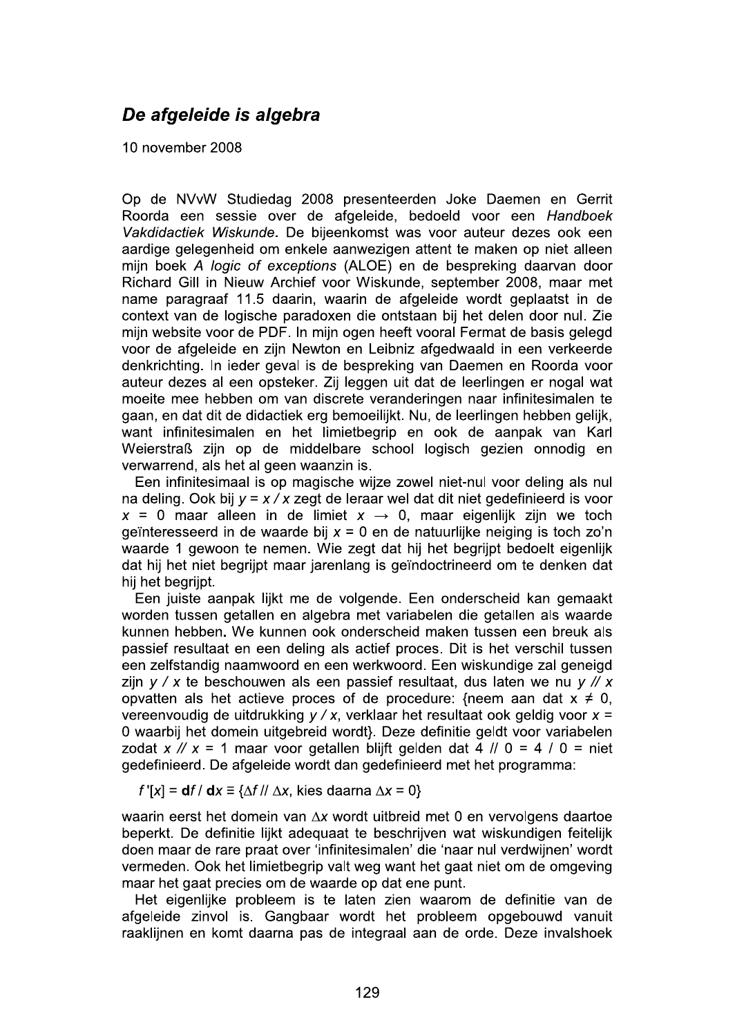## *De afgeleide is algebra*

10 november 2008

Op de NVvW Studiedag 2008 presenteerden Joke Daemen en Gerrit Roorda een sessie over de afgeleide, bedoeld voor een *Handboek Vakdidactiek Wiskunde*. De bijeenkomst was voor auteur dezes ook een aardige gelegenheid om enkele aanwezigen attent te maken op niet alleen mijn boek *A logic of exceptions* (ALOE) en de bespreking daarvan door Richard Gill in Nieuw Archief voor Wiskunde, september 2008, maar met name paragraaf 11.5 daarin, waarin de afgeleide wordt geplaatst in de context van de logische paradoxen die ontstaan bij het delen door nul. Zie mijn website voor de PDF. In mijn ogen heeft vooral Fermat de basis gelegd voor de afgeleide en zijn Newton en Leibniz afgedwaald in een verkeerde denkrichting. In ieder geval is de bespreking van Daemen en Roorda voor auteur dezes al een opsteker. Zij leggen uit dat de leerlingen er nogal wat moeite mee hebben om van discrete veranderingen naar infinitesimalen te gaan, en dat dit de didactiek erg bemoeilijkt. Nu, de leerlingen hebben gelijk, want infinitesimalen en het limietbegrip en ook de aanpak van Karl Weierstraß zijn op de middelbare school logisch gezien onnodig en verwarrend, als het al geen waanzin is.

Een infinitesimaal is op magische wijze zowel niet-nul voor deling als nul na deling. Ook bij $y = x / x$ zegt de leraar wel dat dit niet gedefinieerd is voor $x = 0$ maar alleen in de limiet $x \rightarrow 0$, maar eigenlijk zijn we toch geïnteresseerd in de waarde bij $x = 0$ en de natuurlijke neiging is toch zo'n waarde 1 gewoon te nemen. Wie zegt dat hij het begrijpt bedoelt eigenlijk dat hij het niet begrijpt maar jarenlang is geïndoctrineerd om te denken dat hij het begrijpt.

Een juiste aanpak lijkt me de volgende. Een onderscheid kan gemaakt worden tussen getallen en algebra met variabelen die getallen als waarde kunnen hebben. We kunnen ook onderscheid maken tussen een breuk als passief resultaat en een deling als actief proces. Dit is het verschil tussen een zelfstandig naamwoord en een werkwoord. Een wiskundige zal geneigd zijn $y / x$ te beschouwen als een passief resultaat, dus laten we nu $y \mathbin{//} x$ opvatten als het actieve proces of de procedure: {neem aan dat $x \neq 0$, vereenvoudig de uitdrukking $y / x$, verklaar het resultaat ook geldig voor $x = 0$ waarbij het domein uitgebreid wordt}. Deze definitie geldt voor variabelen zodat $x \mathbin{//} x = 1$ maar voor getallen blijft gelden dat $4 \mathbin{//} 0 = 4 / 0$ = niet gedefinieerd. De afgeleide wordt dan gedefinieerd met het programma:

$f'[x] = \mathbf{d}f / \mathbf{d}x \equiv \{\Delta f \mathbin{//} \Delta x$, kies daarna $\Delta x = 0\}$

waarin eerst het domein van $\Delta x$ wordt uitbreid met 0 en vervolgens daartoe beperkt. De definitie lijkt adequaat te beschrijven wat wiskundigen feitelijk doen maar de rare praat over 'infinitesimalen' die 'naar nul verdwijnen' wordt vermeden. Ook het limietbegrip valt weg want het gaat niet om de omgeving maar het gaat precies om de waarde op dat ene punt.

Het eigenlijke probleem is te laten zien waarom de definitie van de afgeleide zinvol is. Gangbaar wordt het probleem opgebouwd vanuit raaklijnen en komt daarna pas de integraal aan de orde. Deze invalshoek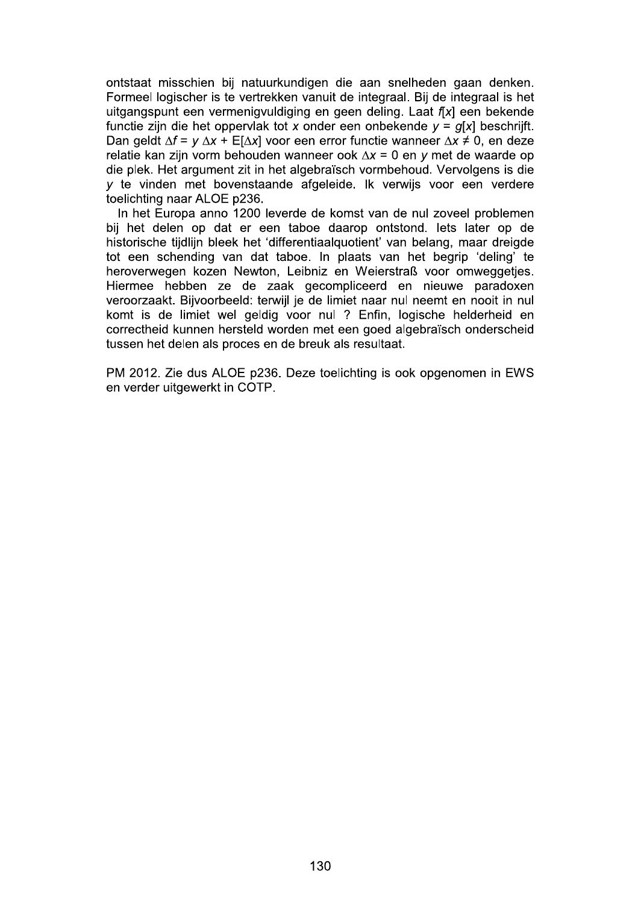ontstaat misschien bij natuurkundigen die aan snelheden gaan denken. Formeel logischer is te vertrekken vanuit de integraal. Bij de integraal is het uitgangspunt een vermenigvuldiging en geen deling. Laat $f[x]$ een bekende functie zijn die het oppervlak tot $x$ onder een onbekende $y = g[x]$ beschrijft. Dan geldt $\Delta f = y \, \Delta x + E[\Delta x]$ voor een error functie wanneer $\Delta x \neq 0$, en deze relatie kan zijn vorm behouden wanneer ook $\Delta x = 0$ en $y$ met de waarde op die plek. Het argument zit in het algebraïsch vormbehoud. Vervolgens is die $y$ te vinden met bovenstaande afgeleide. Ik verwijs voor een verdere toelichting naar ALOE p236.

In het Europa anno 1200 leverde de komst van de nul zoveel problemen bij het delen op dat er een taboe daarop ontstond. Iets later op de historische tijdlijn bleek het 'differentiaalquotient' van belang, maar dreigde tot een schending van dat taboe. In plaats van het begrip 'deling' te heroverwegen kozen Newton, Leibniz en Weierstraß voor omweggetjes. Hiermee hebben ze de zaak gecompliceerd en nieuwe paradoxen veroorzaakt. Bijvoorbeeld: terwijl je de limiet naar nul neemt en nooit in nul komt is de limiet wel geldig voor nul ? Enfin, logische helderheid en correctheid kunnen hersteld worden met een goed algebraïsch onderscheid tussen het delen als proces en de breuk als resultaat.

PM 2012. Zie dus ALOE p236. Deze toelichting is ook opgenomen in EWS en verder uitgewerkt in COTP.